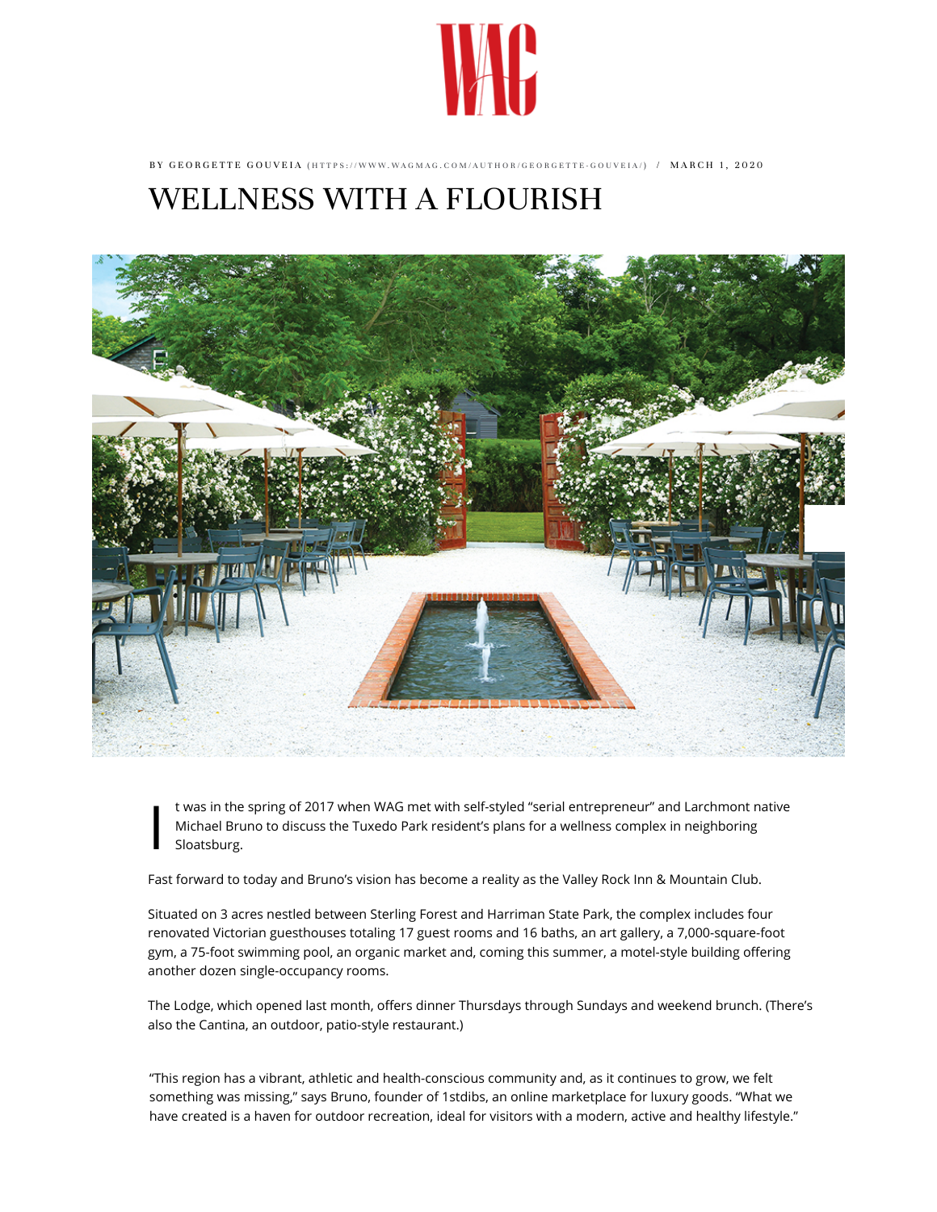BY GEORGETTE GOUVEIA (HTTPS://WWW.WAGMAG.COM/AUTHOR/GEORGETTE-GOUVEIA/) / MARCH 1, 2020

# WELLNESS WITH A FLOURISH

It was in the spring of 2017 when WAG met with self-styled "serial entrepreneur" and Larchmont native Michael Bruno to discuss the Tuxedo Park resident's plans for a wellness complex in neighboring Sloatsburg.

Fast forward to today and Bruno's vision has become a reality as the Valley Rock Inn & Mountain Club.

Situated on 3 acres nestled between Sterling Forest and Harriman State Park, the complex includes four renovated Victorian guesthouses totaling 17 guest rooms and 16 baths, an art gallery, a 7,000-square-foot gym, a 75-foot swimming pool, an organic market and, coming this summer, a motel-style building offering another dozen single-occupancy rooms.

The Lodge, which opened last month, offers dinner Thursdays through Sundays and weekend brunch. (There's also the Cantina, an outdoor, patio-style restaurant.)

"This region has a vibrant, athletic and health-conscious community and, as it continues to grow, we felt something was missing," says Bruno, founder of 1stdibs, an online marketplace for luxury goods. "What we have created is a haven for outdoor recreation, ideal for visitors with a modern, active and healthy lifestyle."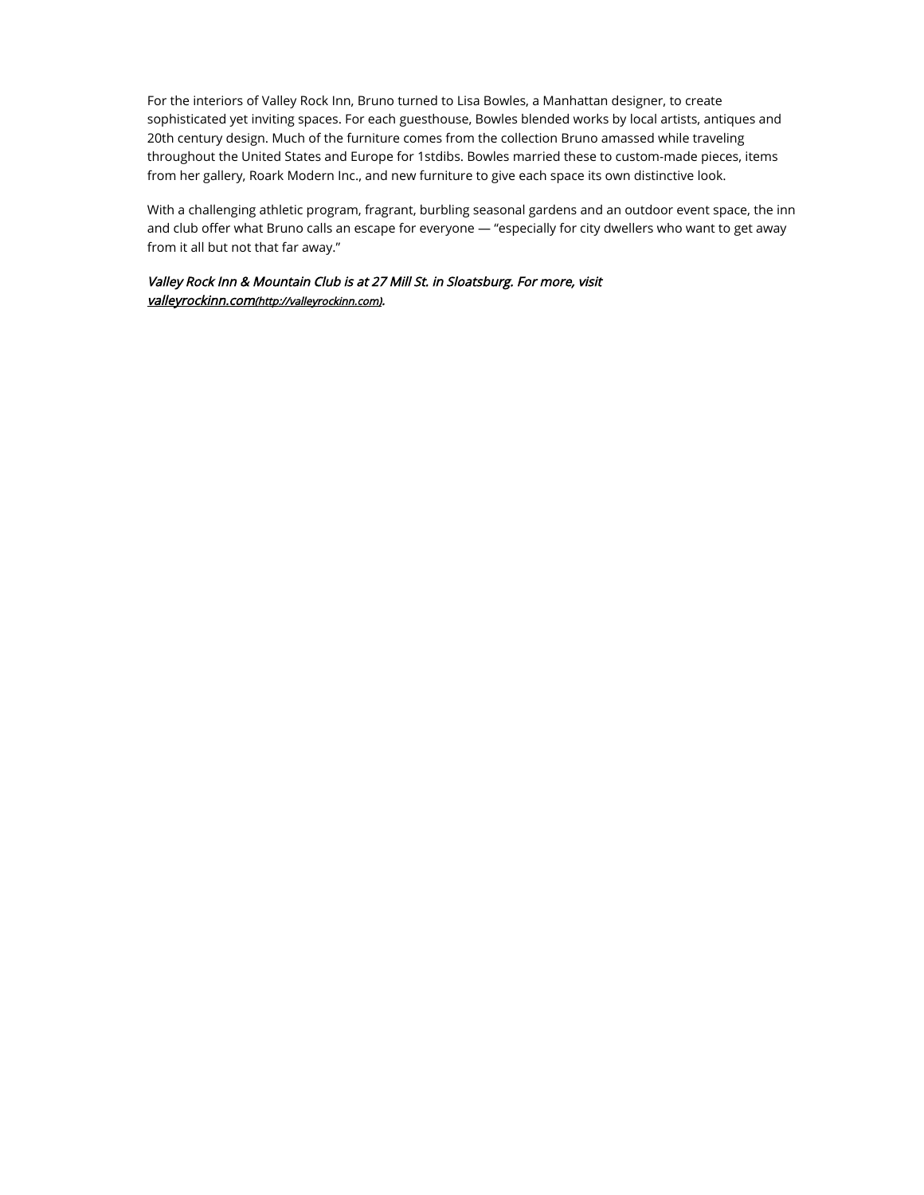For the interiors of Valley Rock Inn, Bruno turned to Lisa Bowles, a Manhattan designer, to create sophisticated yet inviting spaces. For each guesthouse, Bowles blended works by local artists, antiques and 20th century design. Much of the furniture comes from the collection Bruno amassed while traveling throughout the United States and Europe for 1stdibs. Bowles married these to custom-made pieces, items from her gallery, Roark Modern Inc., and new furniture to give each space its own distinctive look.

With a challenging athletic program, fragrant, burbling seasonal gardens and an outdoor event space, the inn and club offer what Bruno calls an escape for everyone — "especially for city dwellers who want to get away from it all but not that far away."

*Valley Rock Inn & Mountain Club is at 27 Mill St. in Sloatsburg. For more, visit valleyrockinn.com(http://valleyrockinn.com).*